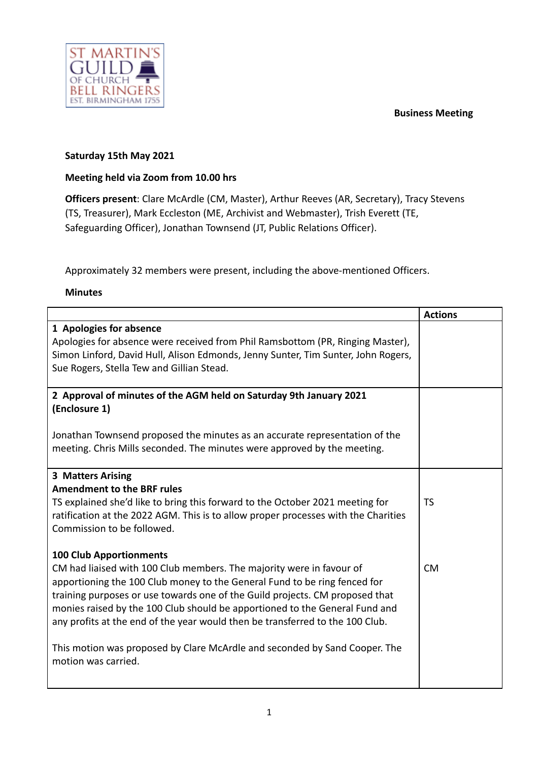**Business Meeting**

**Saturday 15th May 2021**

**Meeting held via Zoom from 10.00 hrs**

**Officers present**: Clare McArdle (CM, Master), Arthur Reeves (AR, Secretary), Tracy Stevens (TS, Treasurer), Mark Eccleston (ME, Archivist and Webmaster), Trish Everett (TE, Safeguarding Officer), Jonathan Townsend (JT, Public Relations Officer).

Approximately 32 members were present, including the above-mentioned Officers.

**Minutes**

| | **Actions** |
|---|---|
| **1 Apologies for absence**<br>Apologies for absence were received from Phil Ramsbottom (PR, Ringing Master), Simon Linford, David Hull, Alison Edmonds, Jenny Sunter, Tim Sunter, John Rogers, Sue Rogers, Stella Tew and Gillian Stead. | |
| **2 Approval of minutes of the AGM held on Saturday 9th January 2021 (Enclosure 1)**<br><br>Jonathan Townsend proposed the minutes as an accurate representation of the meeting. Chris Mills seconded. The minutes were approved by the meeting. | |
| **3 Matters Arising**<br>**Amendment to the BRF rules**<br>TS explained she'd like to bring this forward to the October 2021 meeting for ratification at the 2022 AGM. This is to allow proper processes with the Charities Commission to be followed. | TS |
| **100 Club Apportionments**<br>CM had liaised with 100 Club members. The majority were in favour of apportioning the 100 Club money to the General Fund to be ring fenced for training purposes or use towards one of the Guild projects. CM proposed that monies raised by the 100 Club should be apportioned to the General Fund and any profits at the end of the year would then be transferred to the 100 Club.<br><br>This motion was proposed by Clare McArdle and seconded by Sand Cooper. The motion was carried. | CM |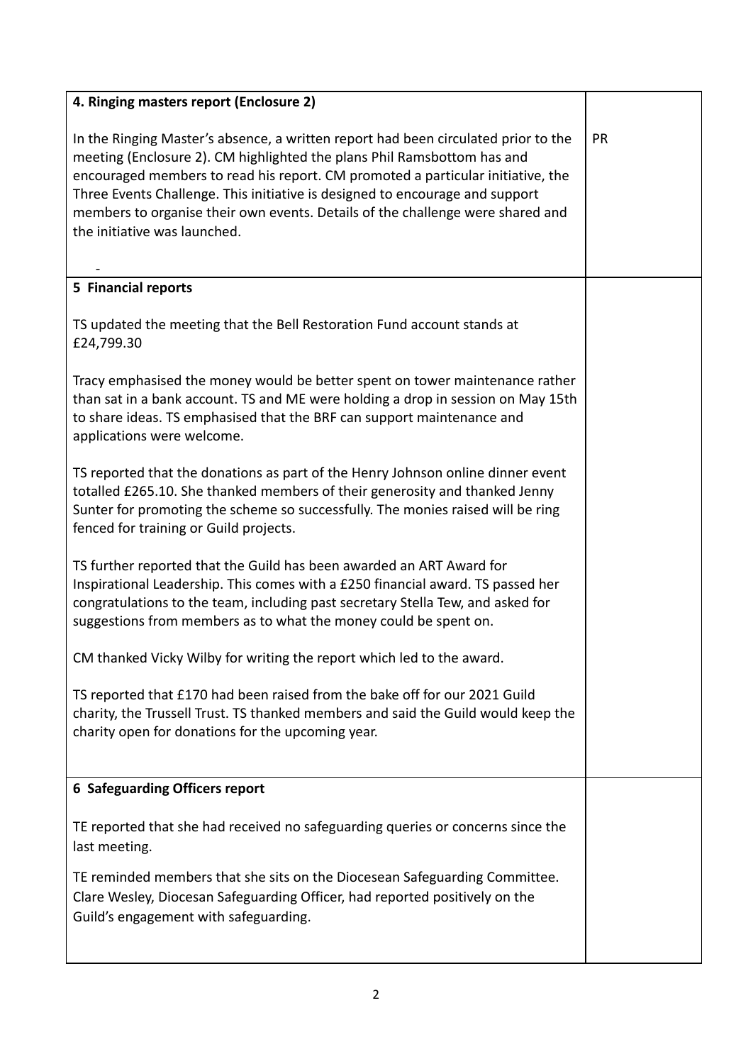| 4. Ringing masters report (Enclosure 2) | |
|---|---|
| In the Ringing Master's absence, a written report had been circulated prior to the meeting (Enclosure 2). CM highlighted the plans Phil Ramsbottom has and encouraged members to read his report. CM promoted a particular initiative, the Three Events Challenge. This initiative is designed to encourage and support members to organise their own events. Details of the challenge were shared and the initiative was launched.<br><br>- | PR |
| **5 Financial reports** | |
| TS updated the meeting that the Bell Restoration Fund account stands at £24,799.30<br><br>Tracy emphasised the money would be better spent on tower maintenance rather than sat in a bank account. TS and ME were holding a drop in session on May 15th to share ideas. TS emphasised that the BRF can support maintenance and applications were welcome.<br><br>TS reported that the donations as part of the Henry Johnson online dinner event totalled £265.10. She thanked members of their generosity and thanked Jenny Sunter for promoting the scheme so successfully. The monies raised will be ring fenced for training or Guild projects.<br><br>TS further reported that the Guild has been awarded an ART Award for Inspirational Leadership. This comes with a £250 financial award. TS passed her congratulations to the team, including past secretary Stella Tew, and asked for suggestions from members as to what the money could be spent on.<br><br>CM thanked Vicky Wilby for writing the report which led to the award.<br><br>TS reported that £170 had been raised from the bake off for our 2021 Guild charity, the Trussell Trust. TS thanked members and said the Guild would keep the charity open for donations for the upcoming year. | |
| **6 Safeguarding Officers report** | |
| TE reported that she had received no safeguarding queries or concerns since the last meeting.<br><br>TE reminded members that she sits on the Diocesean Safeguarding Committee. Clare Wesley, Diocesan Safeguarding Officer, had reported positively on the Guild's engagement with safeguarding. | |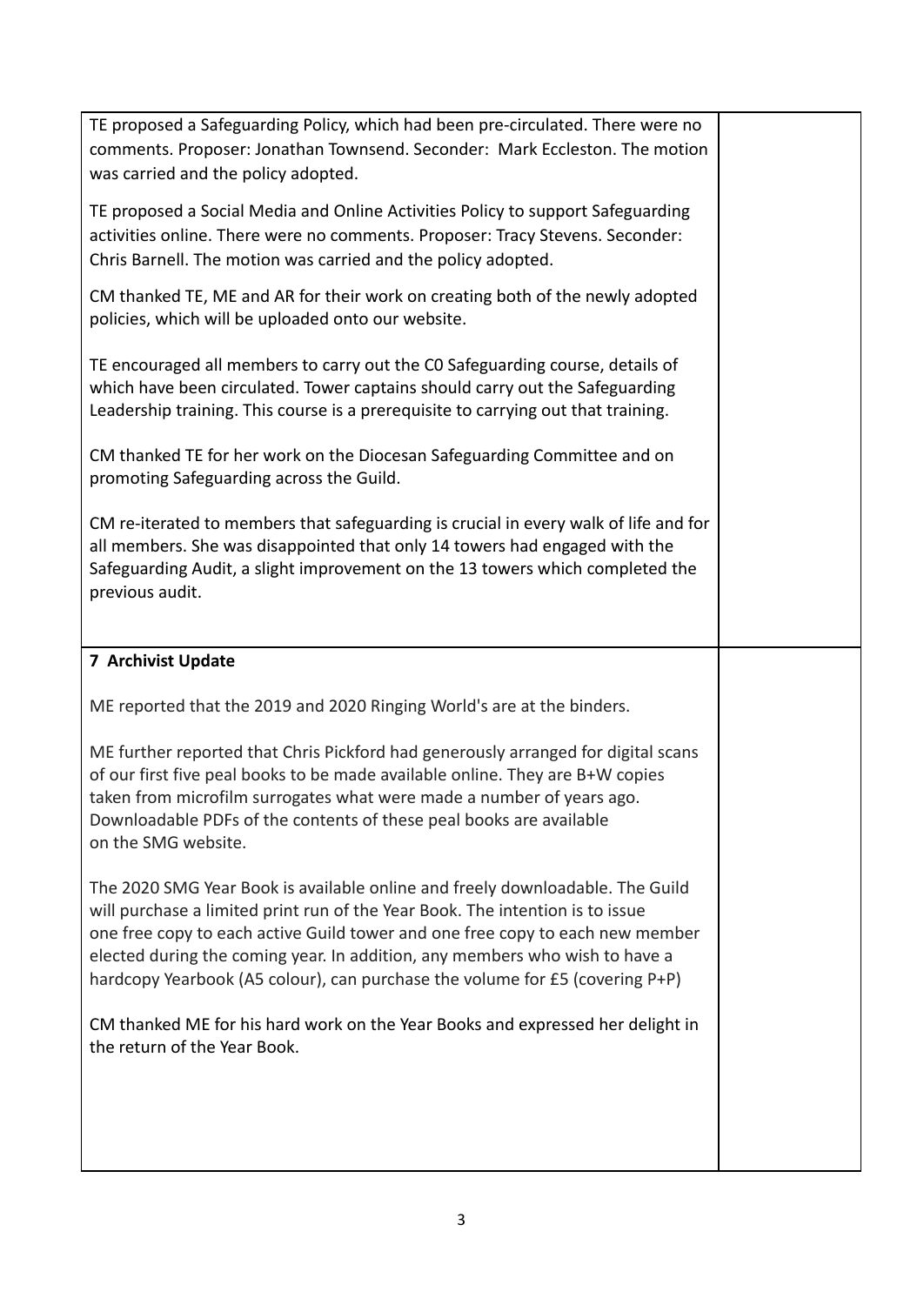TE proposed a Safeguarding Policy, which had been pre-circulated. There were no comments. Proposer: Jonathan Townsend. Seconder: Mark Eccleston. The motion was carried and the policy adopted.

TE proposed a Social Media and Online Activities Policy to support Safeguarding activities online. There were no comments. Proposer: Tracy Stevens. Seconder: Chris Barnell. The motion was carried and the policy adopted.

CM thanked TE, ME and AR for their work on creating both of the newly adopted policies, which will be uploaded onto our website.

TE encouraged all members to carry out the C0 Safeguarding course, details of which have been circulated. Tower captains should carry out the Safeguarding Leadership training. This course is a prerequisite to carrying out that training.

CM thanked TE for her work on the Diocesan Safeguarding Committee and on promoting Safeguarding across the Guild.

CM re-iterated to members that safeguarding is crucial in every walk of life and for all members. She was disappointed that only 14 towers had engaged with the Safeguarding Audit, a slight improvement on the 13 towers which completed the previous audit.

**7 Archivist Update**

ME reported that the 2019 and 2020 Ringing World's are at the binders.

ME further reported that Chris Pickford had generously arranged for digital scans of our first five peal books to be made available online. They are B+W copies taken from microfilm surrogates what were made a number of years ago. Downloadable PDFs of the contents of these peal books are available on the SMG website.

The 2020 SMG Year Book is available online and freely downloadable. The Guild will purchase a limited print run of the Year Book. The intention is to issue one free copy to each active Guild tower and one free copy to each new member elected during the coming year. In addition, any members who wish to have a hardcopy Yearbook (A5 colour), can purchase the volume for £5 (covering P+P)

CM thanked ME for his hard work on the Year Books and expressed her delight in the return of the Year Book.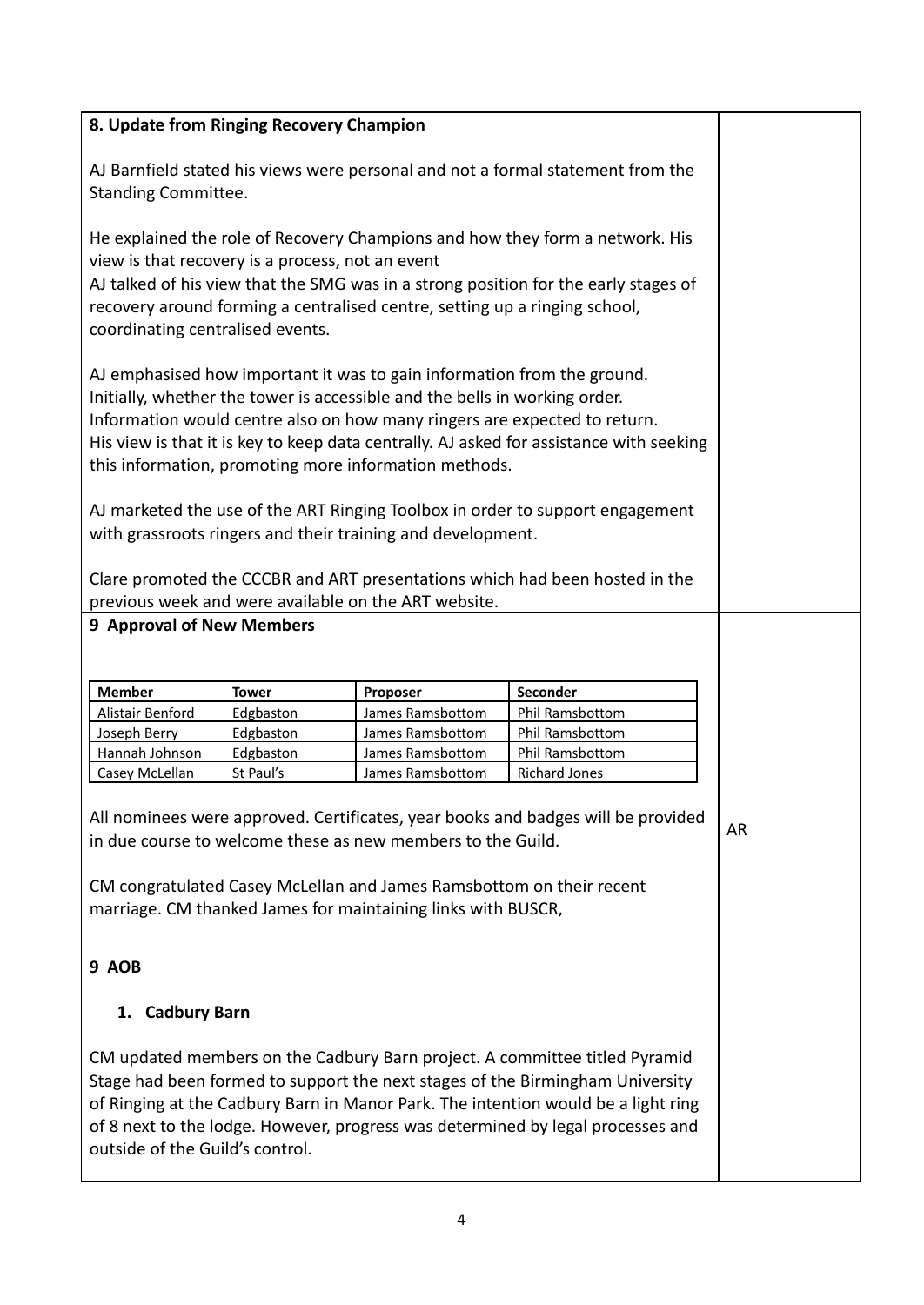**8. Update from Ringing Recovery Champion**

AJ Barnfield stated his views were personal and not a formal statement from the Standing Committee.

He explained the role of Recovery Champions and how they form a network. His view is that recovery is a process, not an event
AJ talked of his view that the SMG was in a strong position for the early stages of recovery around forming a centralised centre, setting up a ringing school, coordinating centralised events.

AJ emphasised how important it was to gain information from the ground. Initially, whether the tower is accessible and the bells in working order. Information would centre also on how many ringers are expected to return. His view is that it is key to keep data centrally. AJ asked for assistance with seeking this information, promoting more information methods.

AJ marketed the use of the ART Ringing Toolbox in order to support engagement with grassroots ringers and their training and development.

Clare promoted the CCCBR and ART presentations which had been hosted in the previous week and were available on the ART website.

**9 Approval of New Members**

| Member | Tower | Proposer | Seconder |
|---|---|---|---|
| Alistair Benford | Edgbaston | James Ramsbottom | Phil Ramsbottom |
| Joseph Berry | Edgbaston | James Ramsbottom | Phil Ramsbottom |
| Hannah Johnson | Edgbaston | James Ramsbottom | Phil Ramsbottom |
| Casey McLellan | St Paul's | James Ramsbottom | Richard Jones |

All nominees were approved. Certificates, year books and badges will be provided in due course to welcome these as new members to the Guild. — AR

CM congratulated Casey McLellan and James Ramsbottom on their recent marriage. CM thanked James for maintaining links with BUSCR,

**9 AOB**

**1. Cadbury Barn**

CM updated members on the Cadbury Barn project. A committee titled Pyramid Stage had been formed to support the next stages of the Birmingham University of Ringing at the Cadbury Barn in Manor Park. The intention would be a light ring of 8 next to the lodge. However, progress was determined by legal processes and outside of the Guild's control.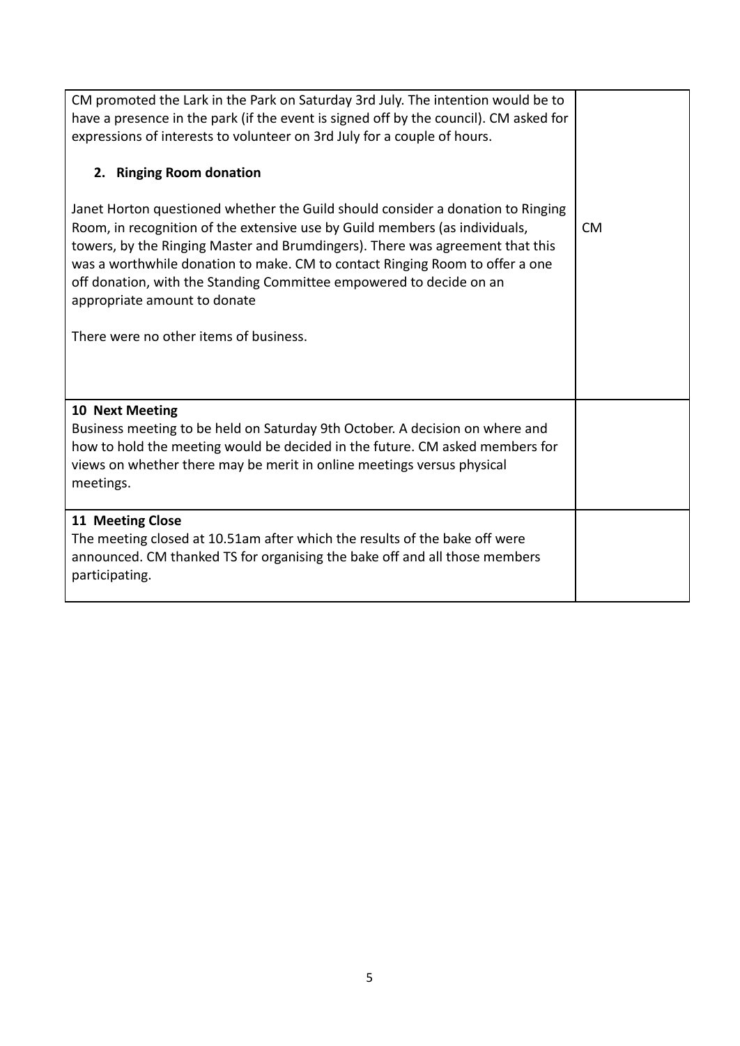| | |
|---|---|
| CM promoted the Lark in the Park on Saturday 3rd July. The intention would be to have a presence in the park (if the event is signed off by the council). CM asked for expressions of interests to volunteer on 3rd July for a couple of hours.<br><br>**2. Ringing Room donation**<br><br>Janet Horton questioned whether the Guild should consider a donation to Ringing Room, in recognition of the extensive use by Guild members (as individuals, towers, by the Ringing Master and Brumdingers). There was agreement that this was a worthwhile donation to make. CM to contact Ringing Room to offer a one off donation, with the Standing Committee empowered to decide on an appropriate amount to donate<br><br>There were no other items of business. | CM |
| **10 Next Meeting**<br>Business meeting to be held on Saturday 9th October. A decision on where and how to hold the meeting would be decided in the future. CM asked members for views on whether there may be merit in online meetings versus physical meetings. | |
| **11 Meeting Close**<br>The meeting closed at 10.51am after which the results of the bake off were announced. CM thanked TS for organising the bake off and all those members participating. | |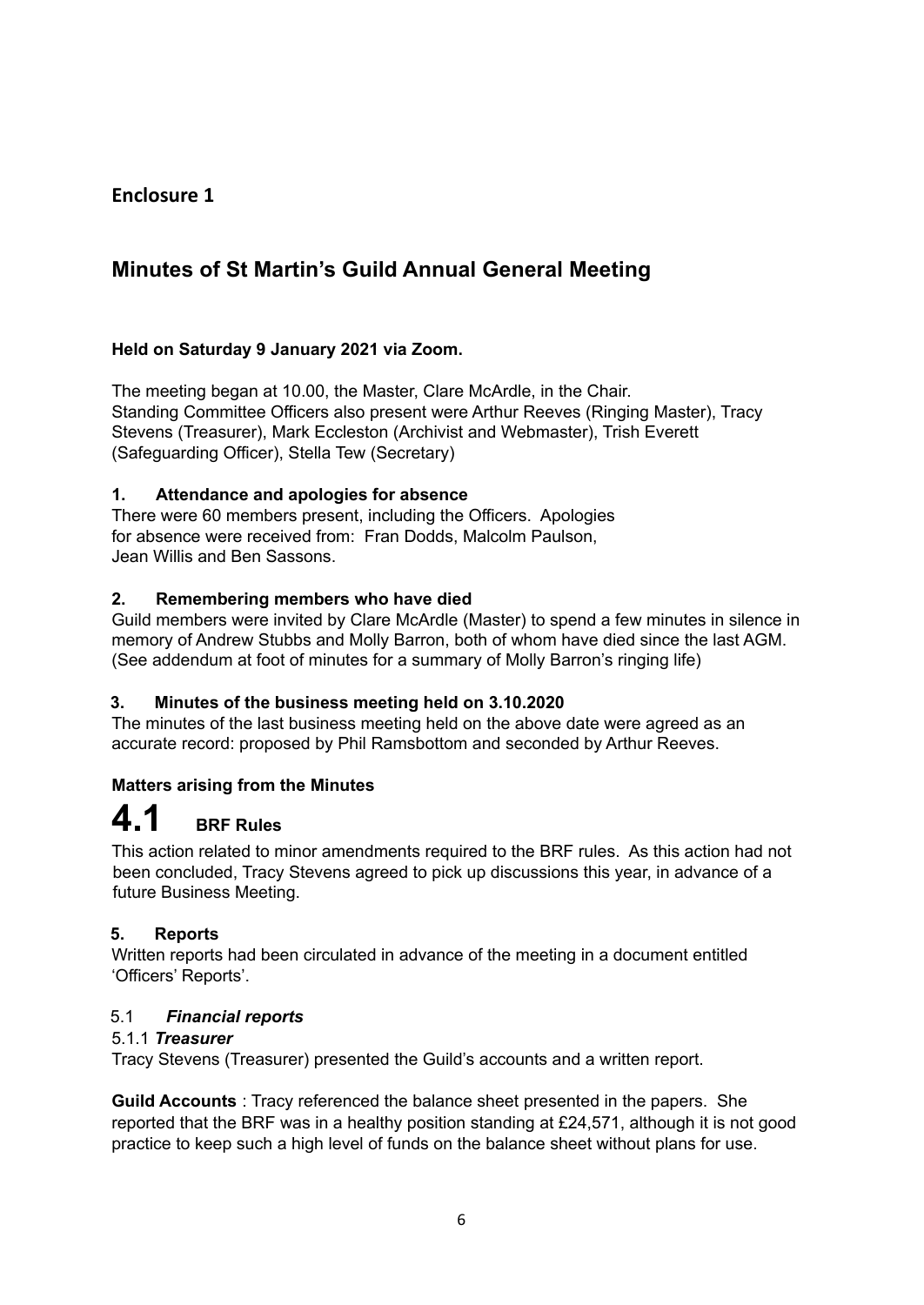## Enclosure 1

# Minutes of St Martin's Guild Annual General Meeting

**Held on Saturday 9 January 2021 via Zoom.**

The meeting began at 10.00, the Master, Clare McArdle, in the Chair.
Standing Committee Officers also present were Arthur Reeves (Ringing Master), Tracy Stevens (Treasurer), Mark Eccleston (Archivist and Webmaster), Trish Everett (Safeguarding Officer), Stella Tew (Secretary)

### 1. Attendance and apologies for absence

There were 60 members present, including the Officers. Apologies for absence were received from: Fran Dodds, Malcolm Paulson, Jean Willis and Ben Sassons.

### 2. Remembering members who have died

Guild members were invited by Clare McArdle (Master) to spend a few minutes in silence in memory of Andrew Stubbs and Molly Barron, both of whom have died since the last AGM. (See addendum at foot of minutes for a summary of Molly Barron's ringing life)

### 3. Minutes of the business meeting held on 3.10.2020

The minutes of the last business meeting held on the above date were agreed as an accurate record: proposed by Phil Ramsbottom and seconded by Arthur Reeves.

### Matters arising from the Minutes

### 4.1 BRF Rules

This action related to minor amendments required to the BRF rules. As this action had not been concluded, Tracy Stevens agreed to pick up discussions this year, in advance of a future Business Meeting.

### 5. Reports

Written reports had been circulated in advance of the meeting in a document entitled 'Officers' Reports'.

5.1 ***Financial reports***

5.1.1 ***Treasurer***

Tracy Stevens (Treasurer) presented the Guild's accounts and a written report.

**Guild Accounts** : Tracy referenced the balance sheet presented in the papers. She reported that the BRF was in a healthy position standing at £24,571, although it is not good practice to keep such a high level of funds on the balance sheet without plans for use.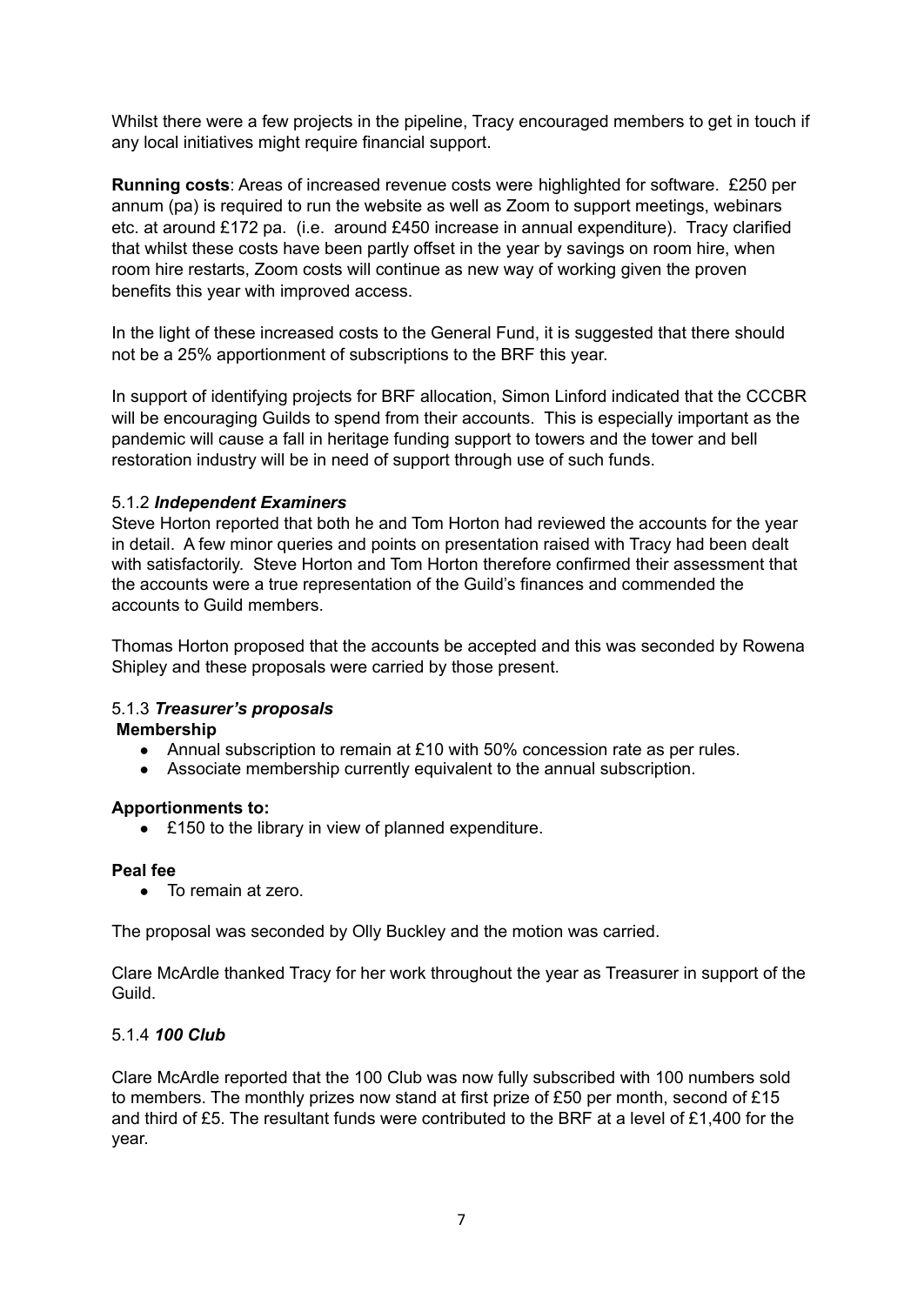Whilst there were a few projects in the pipeline, Tracy encouraged members to get in touch if any local initiatives might require financial support.

**Running costs**: Areas of increased revenue costs were highlighted for software. £250 per annum (pa) is required to run the website as well as Zoom to support meetings, webinars etc. at around £172 pa. (i.e. around £450 increase in annual expenditure). Tracy clarified that whilst these costs have been partly offset in the year by savings on room hire, when room hire restarts, Zoom costs will continue as new way of working given the proven benefits this year with improved access.

In the light of these increased costs to the General Fund, it is suggested that there should not be a 25% apportionment of subscriptions to the BRF this year.

In support of identifying projects for BRF allocation, Simon Linford indicated that the CCCBR will be encouraging Guilds to spend from their accounts. This is especially important as the pandemic will cause a fall in heritage funding support to towers and the tower and bell restoration industry will be in need of support through use of such funds.

5.1.2 ***Independent Examiners***

Steve Horton reported that both he and Tom Horton had reviewed the accounts for the year in detail. A few minor queries and points on presentation raised with Tracy had been dealt with satisfactorily. Steve Horton and Tom Horton therefore confirmed their assessment that the accounts were a true representation of the Guild's finances and commended the accounts to Guild members.

Thomas Horton proposed that the accounts be accepted and this was seconded by Rowena Shipley and these proposals were carried by those present.

5.1.3 ***Treasurer's proposals***

**Membership**

- Annual subscription to remain at £10 with 50% concession rate as per rules.
- Associate membership currently equivalent to the annual subscription.

**Apportionments to:**

- £150 to the library in view of planned expenditure.

**Peal fee**

- To remain at zero.

The proposal was seconded by Olly Buckley and the motion was carried.

Clare McArdle thanked Tracy for her work throughout the year as Treasurer in support of the Guild.

5.1.4 ***100 Club***

Clare McArdle reported that the 100 Club was now fully subscribed with 100 numbers sold to members. The monthly prizes now stand at first prize of £50 per month, second of £15 and third of £5. The resultant funds were contributed to the BRF at a level of £1,400 for the year.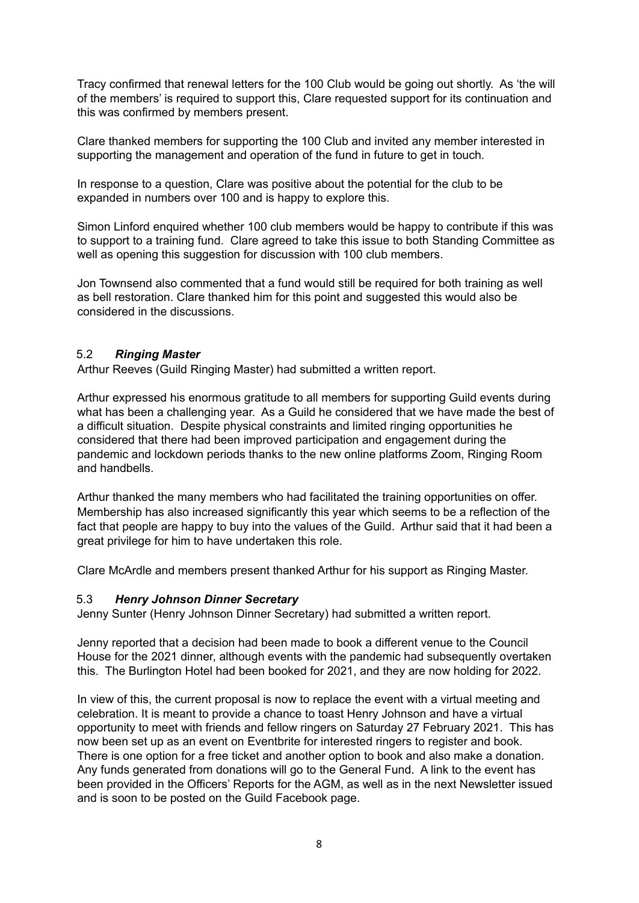Tracy confirmed that renewal letters for the 100 Club would be going out shortly. As 'the will of the members' is required to support this, Clare requested support for its continuation and this was confirmed by members present.

Clare thanked members for supporting the 100 Club and invited any member interested in supporting the management and operation of the fund in future to get in touch.

In response to a question, Clare was positive about the potential for the club to be expanded in numbers over 100 and is happy to explore this.

Simon Linford enquired whether 100 club members would be happy to contribute if this was to support to a training fund. Clare agreed to take this issue to both Standing Committee as well as opening this suggestion for discussion with 100 club members.

Jon Townsend also commented that a fund would still be required for both training as well as bell restoration. Clare thanked him for this point and suggested this would also be considered in the discussions.

### 5.2 ***Ringing Master***

Arthur Reeves (Guild Ringing Master) had submitted a written report.

Arthur expressed his enormous gratitude to all members for supporting Guild events during what has been a challenging year. As a Guild he considered that we have made the best of a difficult situation. Despite physical constraints and limited ringing opportunities he considered that there had been improved participation and engagement during the pandemic and lockdown periods thanks to the new online platforms Zoom, Ringing Room and handbells.

Arthur thanked the many members who had facilitated the training opportunities on offer. Membership has also increased significantly this year which seems to be a reflection of the fact that people are happy to buy into the values of the Guild. Arthur said that it had been a great privilege for him to have undertaken this role.

Clare McArdle and members present thanked Arthur for his support as Ringing Master.

### 5.3 ***Henry Johnson Dinner Secretary***

Jenny Sunter (Henry Johnson Dinner Secretary) had submitted a written report.

Jenny reported that a decision had been made to book a different venue to the Council House for the 2021 dinner, although events with the pandemic had subsequently overtaken this. The Burlington Hotel had been booked for 2021, and they are now holding for 2022.

In view of this, the current proposal is now to replace the event with a virtual meeting and celebration. It is meant to provide a chance to toast Henry Johnson and have a virtual opportunity to meet with friends and fellow ringers on Saturday 27 February 2021. This has now been set up as an event on Eventbrite for interested ringers to register and book. There is one option for a free ticket and another option to book and also make a donation. Any funds generated from donations will go to the General Fund. A link to the event has been provided in the Officers' Reports for the AGM, as well as in the next Newsletter issued and is soon to be posted on the Guild Facebook page.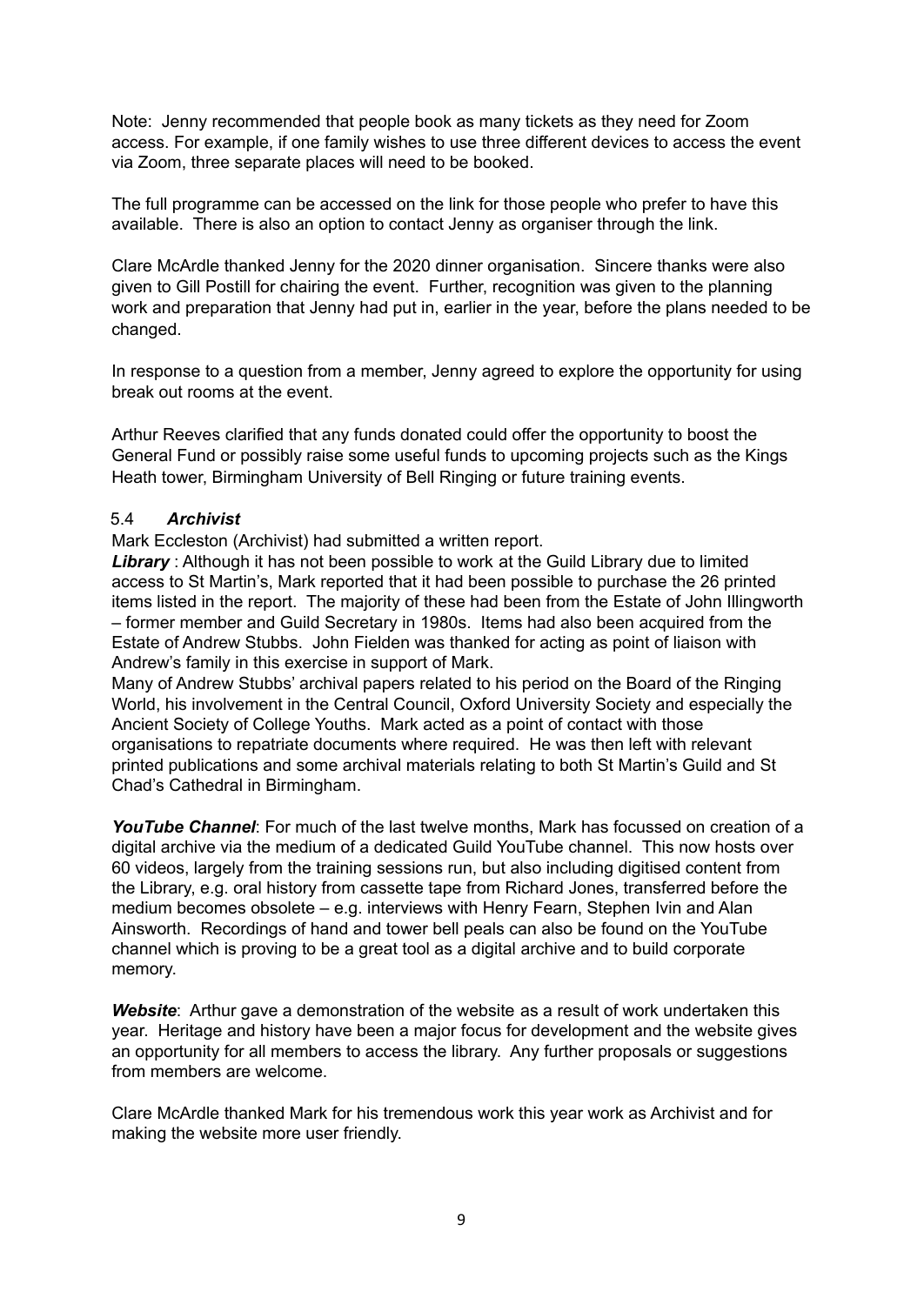Note: Jenny recommended that people book as many tickets as they need for Zoom access. For example, if one family wishes to use three different devices to access the event via Zoom, three separate places will need to be booked.

The full programme can be accessed on the link for those people who prefer to have this available. There is also an option to contact Jenny as organiser through the link.

Clare McArdle thanked Jenny for the 2020 dinner organisation. Sincere thanks were also given to Gill Postill for chairing the event. Further, recognition was given to the planning work and preparation that Jenny had put in, earlier in the year, before the plans needed to be changed.

In response to a question from a member, Jenny agreed to explore the opportunity for using break out rooms at the event.

Arthur Reeves clarified that any funds donated could offer the opportunity to boost the General Fund or possibly raise some useful funds to upcoming projects such as the Kings Heath tower, Birmingham University of Bell Ringing or future training events.

### 5.4 ***Archivist***

Mark Eccleston (Archivist) had submitted a written report.

***Library*** : Although it has not been possible to work at the Guild Library due to limited access to St Martin's, Mark reported that it had been possible to purchase the 26 printed items listed in the report. The majority of these had been from the Estate of John Illingworth – former member and Guild Secretary in 1980s. Items had also been acquired from the Estate of Andrew Stubbs. John Fielden was thanked for acting as point of liaison with Andrew's family in this exercise in support of Mark.

Many of Andrew Stubbs' archival papers related to his period on the Board of the Ringing World, his involvement in the Central Council, Oxford University Society and especially the Ancient Society of College Youths. Mark acted as a point of contact with those organisations to repatriate documents where required. He was then left with relevant printed publications and some archival materials relating to both St Martin's Guild and St Chad's Cathedral in Birmingham.

***YouTube Channel***: For much of the last twelve months, Mark has focussed on creation of a digital archive via the medium of a dedicated Guild YouTube channel. This now hosts over 60 videos, largely from the training sessions run, but also including digitised content from the Library, e.g. oral history from cassette tape from Richard Jones, transferred before the medium becomes obsolete – e.g. interviews with Henry Fearn, Stephen Ivin and Alan Ainsworth. Recordings of hand and tower bell peals can also be found on the YouTube channel which is proving to be a great tool as a digital archive and to build corporate memory.

***Website***: Arthur gave a demonstration of the website as a result of work undertaken this year. Heritage and history have been a major focus for development and the website gives an opportunity for all members to access the library. Any further proposals or suggestions from members are welcome.

Clare McArdle thanked Mark for his tremendous work this year work as Archivist and for making the website more user friendly.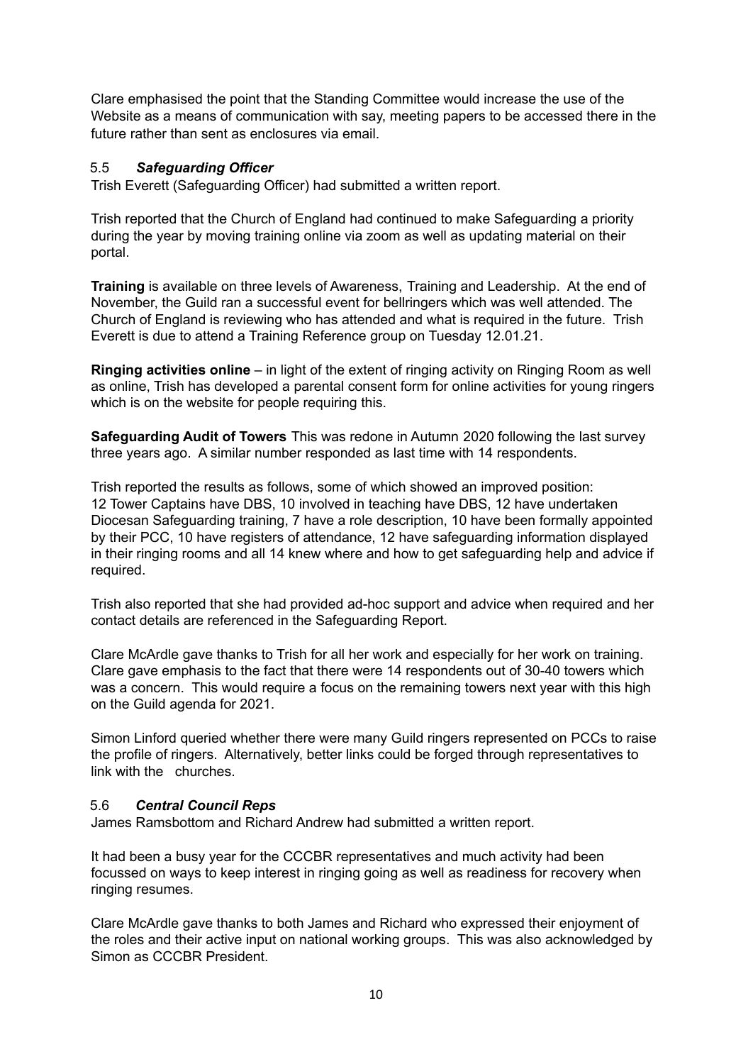Clare emphasised the point that the Standing Committee would increase the use of the Website as a means of communication with say, meeting papers to be accessed there in the future rather than sent as enclosures via email.

### 5.5 *Safeguarding Officer*

Trish Everett (Safeguarding Officer) had submitted a written report.

Trish reported that the Church of England had continued to make Safeguarding a priority during the year by moving training online via zoom as well as updating material on their portal.

**Training** is available on three levels of Awareness, Training and Leadership. At the end of November, the Guild ran a successful event for bellringers which was well attended. The Church of England is reviewing who has attended and what is required in the future. Trish Everett is due to attend a Training Reference group on Tuesday 12.01.21.

**Ringing activities online** – in light of the extent of ringing activity on Ringing Room as well as online, Trish has developed a parental consent form for online activities for young ringers which is on the website for people requiring this.

**Safeguarding Audit of Towers** This was redone in Autumn 2020 following the last survey three years ago. A similar number responded as last time with 14 respondents.

Trish reported the results as follows, some of which showed an improved position:
12 Tower Captains have DBS, 10 involved in teaching have DBS, 12 have undertaken Diocesan Safeguarding training, 7 have a role description, 10 have been formally appointed by their PCC, 10 have registers of attendance, 12 have safeguarding information displayed in their ringing rooms and all 14 knew where and how to get safeguarding help and advice if required.

Trish also reported that she had provided ad-hoc support and advice when required and her contact details are referenced in the Safeguarding Report.

Clare McArdle gave thanks to Trish for all her work and especially for her work on training. Clare gave emphasis to the fact that there were 14 respondents out of 30-40 towers which was a concern. This would require a focus on the remaining towers next year with this high on the Guild agenda for 2021.

Simon Linford queried whether there were many Guild ringers represented on PCCs to raise the profile of ringers. Alternatively, better links could be forged through representatives to link with the churches.

### 5.6 *Central Council Reps*

James Ramsbottom and Richard Andrew had submitted a written report.

It had been a busy year for the CCCBR representatives and much activity had been focussed on ways to keep interest in ringing going as well as readiness for recovery when ringing resumes.

Clare McArdle gave thanks to both James and Richard who expressed their enjoyment of the roles and their active input on national working groups. This was also acknowledged by Simon as CCCBR President.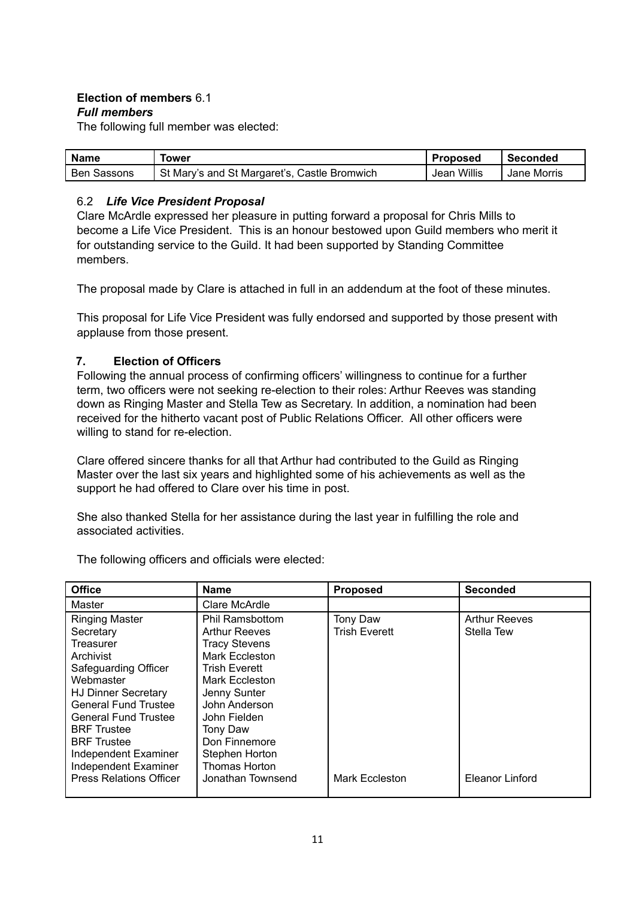**Election of members** 6.1
***Full members***
The following full member was elected:

| Name | Tower | Proposed | Seconded |
|---|---|---|---|
| Ben Sassons | St Mary's and St Margaret's, Castle Bromwich | Jean Willis | Jane Morris |

6.2 ***Life Vice President Proposal***
Clare McArdle expressed her pleasure in putting forward a proposal for Chris Mills to become a Life Vice President. This is an honour bestowed upon Guild members who merit it for outstanding service to the Guild. It had been supported by Standing Committee members.

The proposal made by Clare is attached in full in an addendum at the foot of these minutes.

This proposal for Life Vice President was fully endorsed and supported by those present with applause from those present.

## 7. Election of Officers

Following the annual process of confirming officers' willingness to continue for a further term, two officers were not seeking re-election to their roles: Arthur Reeves was standing down as Ringing Master and Stella Tew as Secretary. In addition, a nomination had been received for the hitherto vacant post of Public Relations Officer. All other officers were willing to stand for re-election.

Clare offered sincere thanks for all that Arthur had contributed to the Guild as Ringing Master over the last six years and highlighted some of his achievements as well as the support he had offered to Clare over his time in post.

She also thanked Stella for her assistance during the last year in fulfilling the role and associated activities.

The following officers and officials were elected:

| Office | Name | Proposed | Seconded |
|---|---|---|---|
| Master | Clare McArdle | | |
| Ringing Master | Phil Ramsbottom | Tony Daw | Arthur Reeves |
| Secretary | Arthur Reeves | Trish Everett | Stella Tew |
| Treasurer | Tracy Stevens | | |
| Archivist | Mark Eccleston | | |
| Safeguarding Officer | Trish Everett | | |
| Webmaster | Mark Eccleston | | |
| HJ Dinner Secretary | Jenny Sunter | | |
| General Fund Trustee | John Anderson | | |
| General Fund Trustee | John Fielden | | |
| BRF Trustee | Tony Daw | | |
| BRF Trustee | Don Finnemore | | |
| Independent Examiner | Stephen Horton | | |
| Independent Examiner | Thomas Horton | | |
| Press Relations Officer | Jonathan Townsend | Mark Eccleston | Eleanor Linford |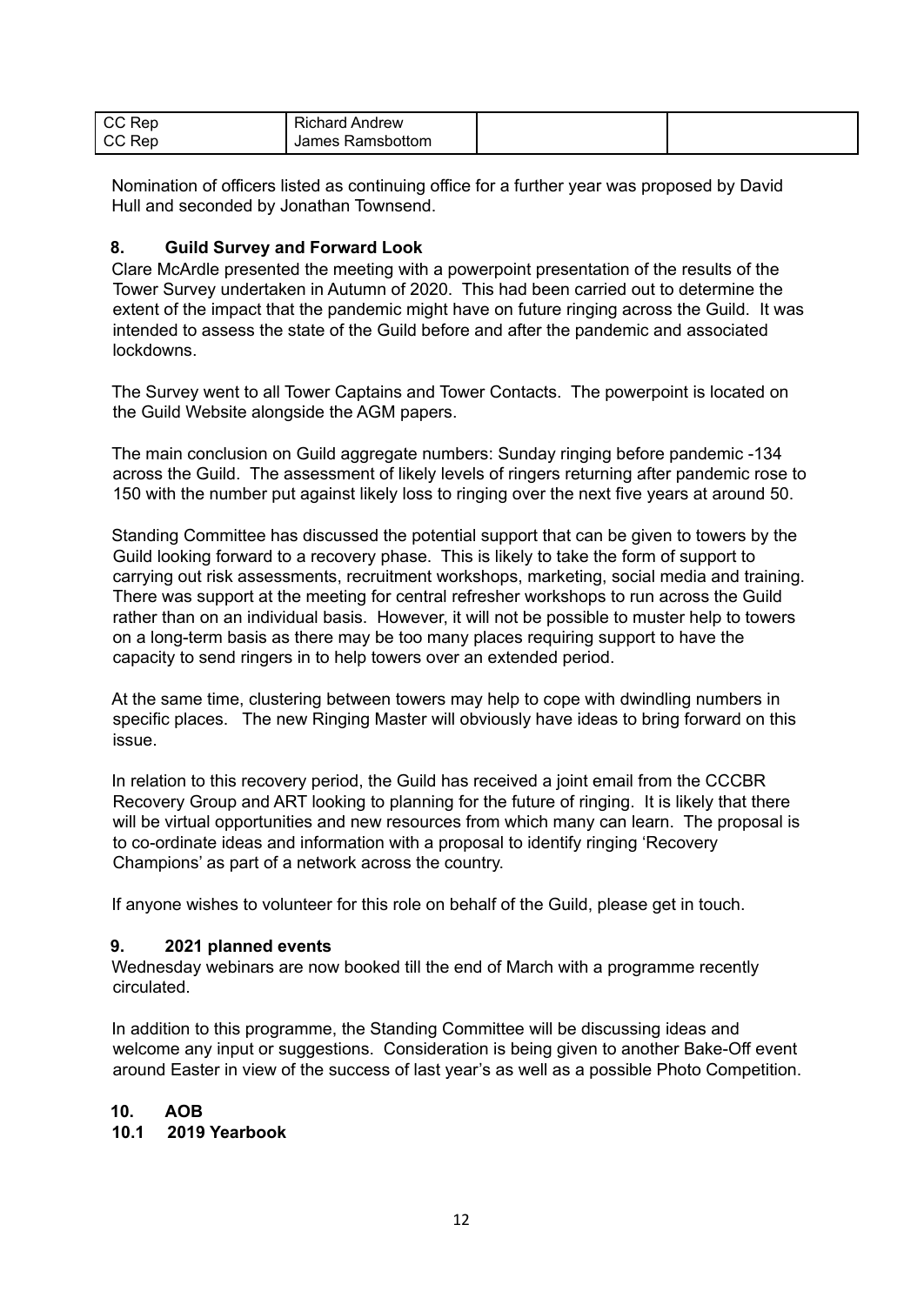| CC Rep | Richard Andrew | | |
|---|---|---|---|
| CC Rep | James Ramsbottom | | |

Nomination of officers listed as continuing office for a further year was proposed by David Hull and seconded by Jonathan Townsend.

### 8. Guild Survey and Forward Look

Clare McArdle presented the meeting with a powerpoint presentation of the results of the Tower Survey undertaken in Autumn of 2020. This had been carried out to determine the extent of the impact that the pandemic might have on future ringing across the Guild. It was intended to assess the state of the Guild before and after the pandemic and associated lockdowns.

The Survey went to all Tower Captains and Tower Contacts. The powerpoint is located on the Guild Website alongside the AGM papers.

The main conclusion on Guild aggregate numbers: Sunday ringing before pandemic -134 across the Guild. The assessment of likely levels of ringers returning after pandemic rose to 150 with the number put against likely loss to ringing over the next five years at around 50.

Standing Committee has discussed the potential support that can be given to towers by the Guild looking forward to a recovery phase. This is likely to take the form of support to carrying out risk assessments, recruitment workshops, marketing, social media and training. There was support at the meeting for central refresher workshops to run across the Guild rather than on an individual basis. However, it will not be possible to muster help to towers on a long-term basis as there may be too many places requiring support to have the capacity to send ringers in to help towers over an extended period.

At the same time, clustering between towers may help to cope with dwindling numbers in specific places. The new Ringing Master will obviously have ideas to bring forward on this issue.

In relation to this recovery period, the Guild has received a joint email from the CCCBR Recovery Group and ART looking to planning for the future of ringing. It is likely that there will be virtual opportunities and new resources from which many can learn. The proposal is to co-ordinate ideas and information with a proposal to identify ringing 'Recovery Champions' as part of a network across the country.

If anyone wishes to volunteer for this role on behalf of the Guild, please get in touch.

### 9. 2021 planned events

Wednesday webinars are now booked till the end of March with a programme recently circulated.

In addition to this programme, the Standing Committee will be discussing ideas and welcome any input or suggestions. Consideration is being given to another Bake-Off event around Easter in view of the success of last year's as well as a possible Photo Competition.

### 10. AOB

#### 10.1 2019 Yearbook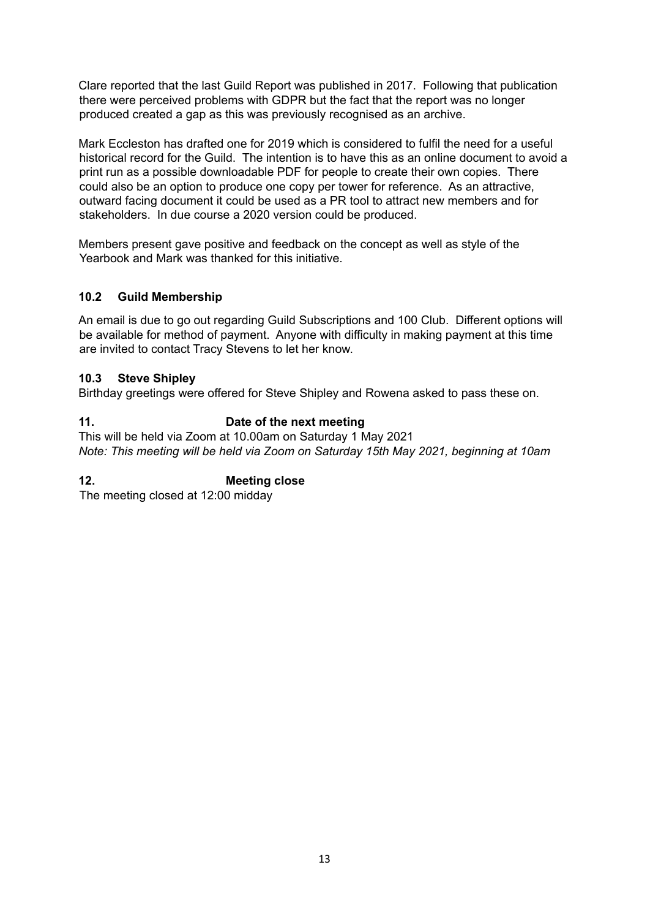Clare reported that the last Guild Report was published in 2017. Following that publication there were perceived problems with GDPR but the fact that the report was no longer produced created a gap as this was previously recognised as an archive.

Mark Eccleston has drafted one for 2019 which is considered to fulfil the need for a useful historical record for the Guild. The intention is to have this as an online document to avoid a print run as a possible downloadable PDF for people to create their own copies. There could also be an option to produce one copy per tower for reference. As an attractive, outward facing document it could be used as a PR tool to attract new members and for stakeholders. In due course a 2020 version could be produced.

Members present gave positive and feedback on the concept as well as style of the Yearbook and Mark was thanked for this initiative.

### 10.2 Guild Membership

An email is due to go out regarding Guild Subscriptions and 100 Club. Different options will be available for method of payment. Anyone with difficulty in making payment at this time are invited to contact Tracy Stevens to let her know.

### 10.3 Steve Shipley

Birthday greetings were offered for Steve Shipley and Rowena asked to pass these on.

## 11. Date of the next meeting

This will be held via Zoom at 10.00am on Saturday 1 May 2021
*Note: This meeting will be held via Zoom on Saturday 15th May 2021, beginning at 10am*

## 12. Meeting close

The meeting closed at 12:00 midday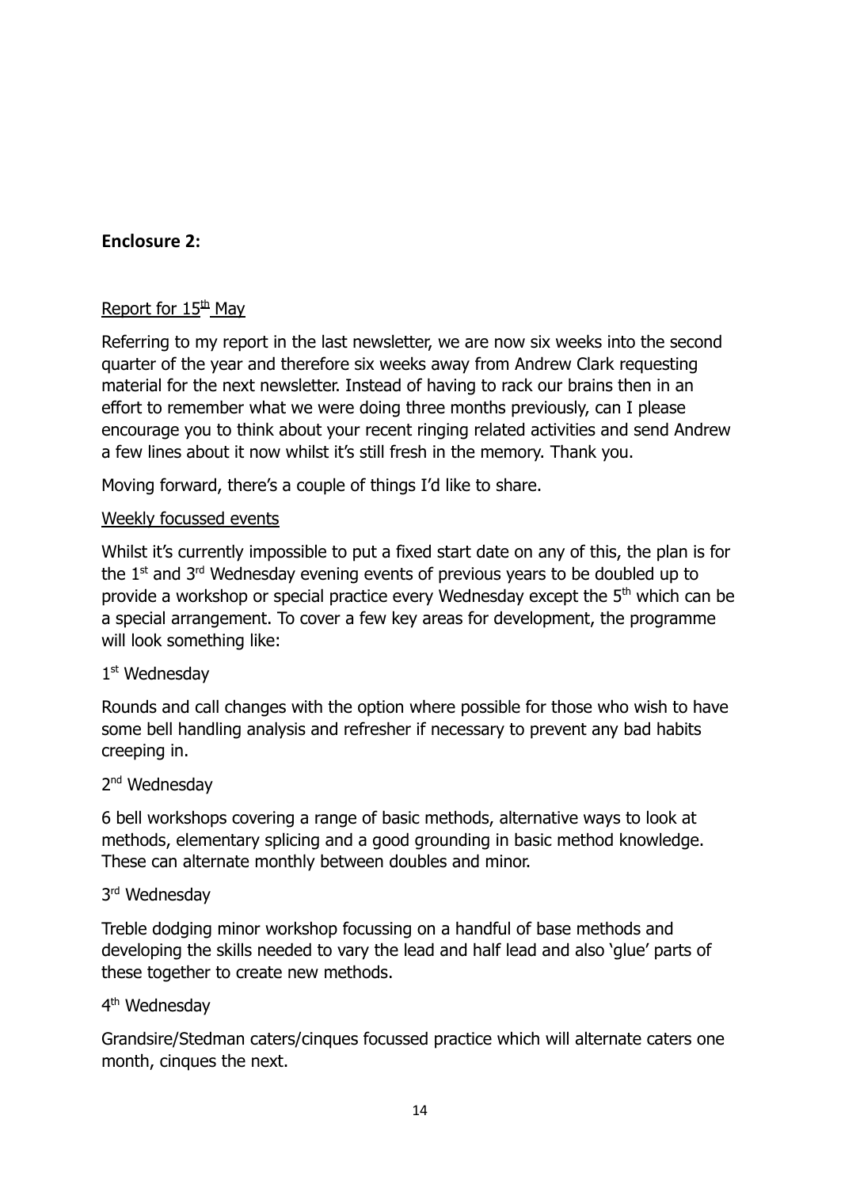## Enclosure 2:

Report for 15th May

Referring to my report in the last newsletter, we are now six weeks into the second quarter of the year and therefore six weeks away from Andrew Clark requesting material for the next newsletter. Instead of having to rack our brains then in an effort to remember what we were doing three months previously, can I please encourage you to think about your recent ringing related activities and send Andrew a few lines about it now whilst it's still fresh in the memory. Thank you.

Moving forward, there's a couple of things I'd like to share.

Weekly focussed events

Whilst it's currently impossible to put a fixed start date on any of this, the plan is for the 1st and 3rd Wednesday evening events of previous years to be doubled up to provide a workshop or special practice every Wednesday except the 5th which can be a special arrangement. To cover a few key areas for development, the programme will look something like:

1st Wednesday

Rounds and call changes with the option where possible for those who wish to have some bell handling analysis and refresher if necessary to prevent any bad habits creeping in.

2nd Wednesday

6 bell workshops covering a range of basic methods, alternative ways to look at methods, elementary splicing and a good grounding in basic method knowledge. These can alternate monthly between doubles and minor.

3rd Wednesday

Treble dodging minor workshop focussing on a handful of base methods and developing the skills needed to vary the lead and half lead and also 'glue' parts of these together to create new methods.

4th Wednesday

Grandsire/Stedman caters/cinques focussed practice which will alternate caters one month, cinques the next.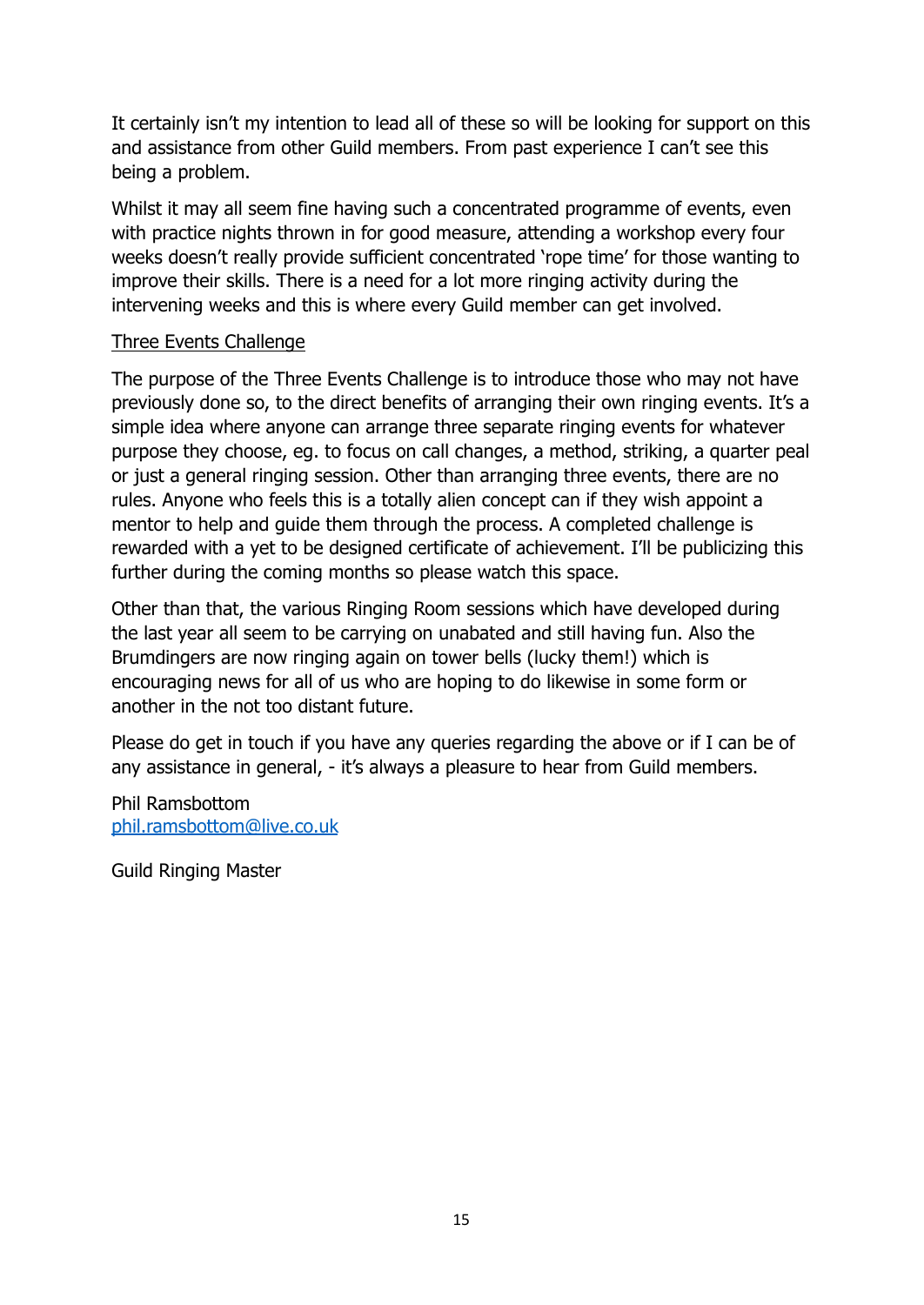It certainly isn't my intention to lead all of these so will be looking for support on this and assistance from other Guild members. From past experience I can't see this being a problem.

Whilst it may all seem fine having such a concentrated programme of events, even with practice nights thrown in for good measure, attending a workshop every four weeks doesn't really provide sufficient concentrated 'rope time' for those wanting to improve their skills. There is a need for a lot more ringing activity during the intervening weeks and this is where every Guild member can get involved.

<u>Three Events Challenge</u>

The purpose of the Three Events Challenge is to introduce those who may not have previously done so, to the direct benefits of arranging their own ringing events. It's a simple idea where anyone can arrange three separate ringing events for whatever purpose they choose, eg. to focus on call changes, a method, striking, a quarter peal or just a general ringing session. Other than arranging three events, there are no rules. Anyone who feels this is a totally alien concept can if they wish appoint a mentor to help and guide them through the process. A completed challenge is rewarded with a yet to be designed certificate of achievement. I'll be publicizing this further during the coming months so please watch this space.

Other than that, the various Ringing Room sessions which have developed during the last year all seem to be carrying on unabated and still having fun. Also the Brumdingers are now ringing again on tower bells (lucky them!) which is encouraging news for all of us who are hoping to do likewise in some form or another in the not too distant future.

Please do get in touch if you have any queries regarding the above or if I can be of any assistance in general, - it's always a pleasure to hear from Guild members.

Phil Ramsbottom
phil.ramsbottom@live.co.uk

Guild Ringing Master